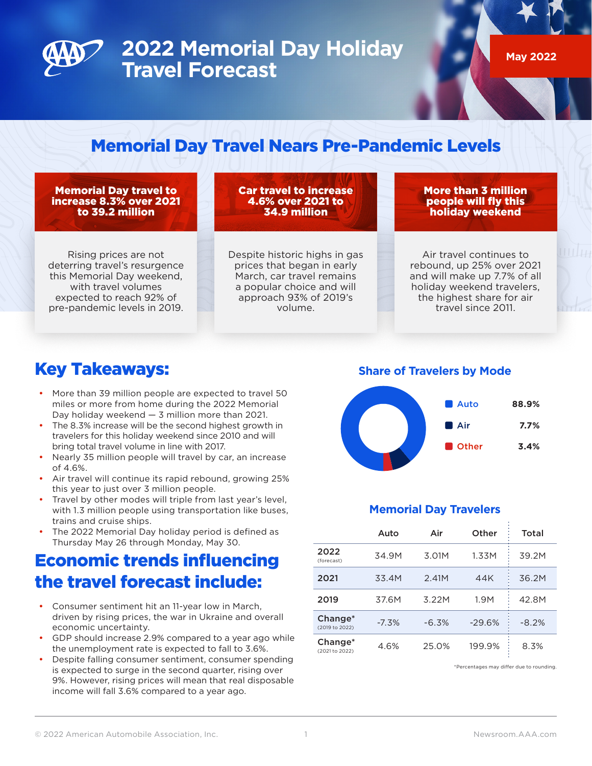# 2022 Memorial Day Holiday Travel Forecast

May 2022

## Memorial Day Travel Nears Pre-Pandemic Levels

**Memorial Day travel to increase 8.3% over 2021 to 39.2 million**

Rising prices are not deterring travel's resurgence this Memorial Day weekend, with travel volumes expected to reach 92% of pre-pandemic levels in 2019.

**Car travel to increase 4.6% over 2021 to 34.9 million**

Despite historic highs in gas prices that began in early March, car travel remains a popular choice and will approach 93% of 2019's volume.

**More than 3 million people will fly this holiday weekend**

Air travel continues to rebound, up 25% over 2021 and will make up 7.7% of all holiday weekend travelers, the highest share for air travel since 2011.

## Key Takeaways:

- More than 39 million people are expected to travel 50 miles or more from home during the 2022 Memorial Day holiday weekend — 3 million more than 2021.
- The 8.3% increase will be the second highest growth in travelers for this holiday weekend since 2010 and will bring total travel volume in line with 2017.
- Nearly 35 million people will travel by car, an increase of 4.6%.
- Air travel will continue its rapid rebound, growing 25% this year to just over 3 million people.
- Travel by other modes will triple from last year's level, with 1.3 million people using transportation like buses, trains and cruise ships.
- The 2022 Memorial Day holiday period is defined as Thursday May 26 through Monday, May 30.

## Economic trends influencing the travel forecast include:

- Consumer sentiment hit an 11-year low in March, driven by rising prices, the war in Ukraine and overall economic uncertainty.
- GDP should increase 2.9% compared to a year ago while the unemployment rate is expected to fall to 3.6%.
- Despite falling consumer sentiment, consumer spending is expected to surge in the second quarter, rising over 9%. However, rising prices will mean that real disposable income will fall 3.6% compared to a year ago.

### Share of Travelers by Mode

| Mode | Share |
|---|---|
| Auto | 88.9% |
| Air | 7.7% |
| Other | 3.4% |

### Memorial Day Travelers

| | Auto | Air | Other | Total |
|---|---|---|---|---|
| 2022 (forecast) | 34.9M | 3.01M | 1.33M | 39.2M |
| 2021 | 33.4M | 2.41M | 44K | 36.2M |
| 2019 | 37.6M | 3.22M | 1.9M | 42.8M |
| Change* (2019 to 2022) | -7.3% | -6.3% | -29.6% | -8.2% |
| Change* (2021 to 2022) | 4.6% | 25.0% | 199.9% | 8.3% |

*Percentages may differ due to rounding.

© 2022 American Automobile Association, Inc. Newsroom.AAA.com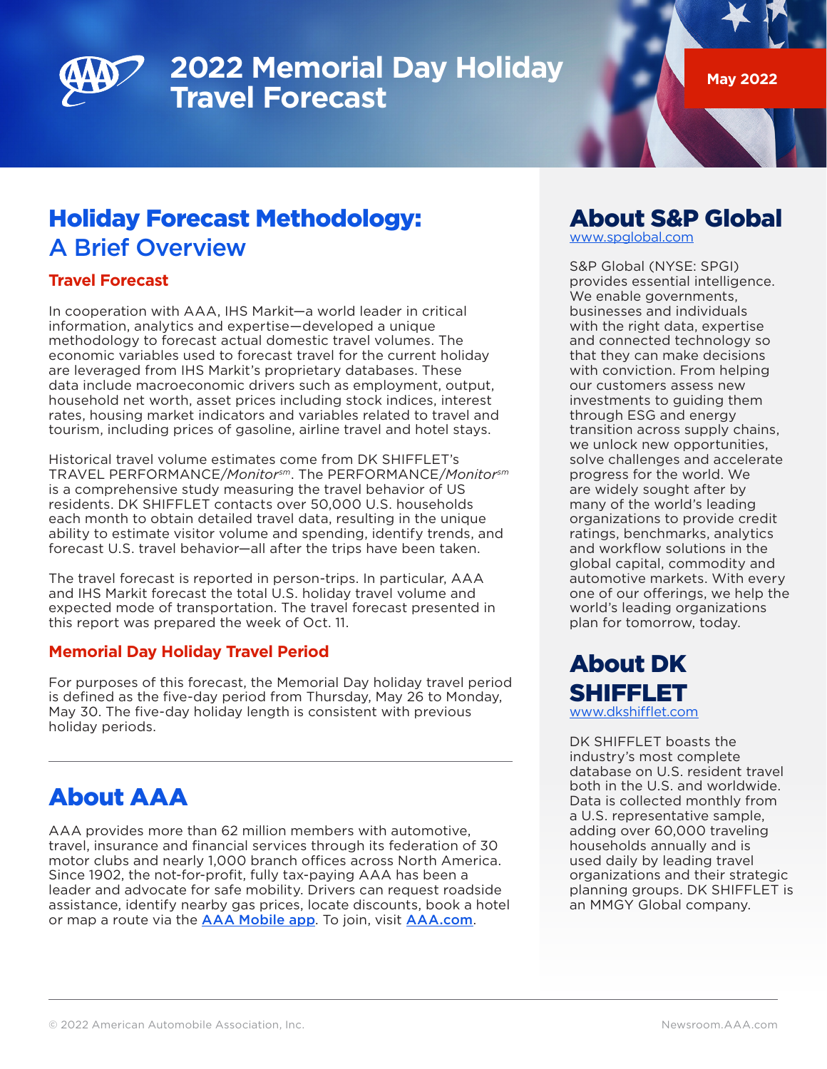# 2022 Memorial Day Holiday Travel Forecast

May 2022

## Holiday Forecast Methodology: A Brief Overview

### Travel Forecast

In cooperation with AAA, IHS Markit—a world leader in critical information, analytics and expertise—developed a unique methodology to forecast actual domestic travel volumes. The economic variables used to forecast travel for the current holiday are leveraged from IHS Markit's proprietary databases. These data include macroeconomic drivers such as employment, output, household net worth, asset prices including stock indices, interest rates, housing market indicators and variables related to travel and tourism, including prices of gasoline, airline travel and hotel stays.

Historical travel volume estimates come from DK SHIFFLET's TRAVEL PERFORMANCE/*Monitor*sm. The PERFORMANCE/*Monitor*sm is a comprehensive study measuring the travel behavior of US residents. DK SHIFFLET contacts over 50,000 U.S. households each month to obtain detailed travel data, resulting in the unique ability to estimate visitor volume and spending, identify trends, and forecast U.S. travel behavior—all after the trips have been taken.

The travel forecast is reported in person-trips. In particular, AAA and IHS Markit forecast the total U.S. holiday travel volume and expected mode of transportation. The travel forecast presented in this report was prepared the week of Oct. 11.

### Memorial Day Holiday Travel Period

For purposes of this forecast, the Memorial Day holiday travel period is defined as the five-day period from Thursday, May 26 to Monday, May 30. The five-day holiday length is consistent with previous holiday periods.

## About AAA

AAA provides more than 62 million members with automotive, travel, insurance and financial services through its federation of 30 motor clubs and nearly 1,000 branch offices across North America. Since 1902, the not-for-profit, fully tax-paying AAA has been a leader and advocate for safe mobility. Drivers can request roadside assistance, identify nearby gas prices, locate discounts, book a hotel or map a route via the [AAA Mobile app](). To join, visit [AAA.com]().

## About S&P Global

www.spglobal.com

S&P Global (NYSE: SPGI) provides essential intelligence. We enable governments, businesses and individuals with the right data, expertise and connected technology so that they can make decisions with conviction. From helping our customers assess new investments to guiding them through ESG and energy transition across supply chains, we unlock new opportunities, solve challenges and accelerate progress for the world. We are widely sought after by many of the world's leading organizations to provide credit ratings, benchmarks, analytics and workflow solutions in the global capital, commodity and automotive markets. With every one of our offerings, we help the world's leading organizations plan for tomorrow, today.

## About DK SHIFFLET

www.dkshifflet.com

DK SHIFFLET boasts the industry's most complete database on U.S. resident travel both in the U.S. and worldwide. Data is collected monthly from a U.S. representative sample, adding over 60,000 traveling households annually and is used daily by leading travel organizations and their strategic planning groups. DK SHIFFLET is an MMGY Global company.

© 2022 American Automobile Association, Inc.

Newsroom.AAA.com